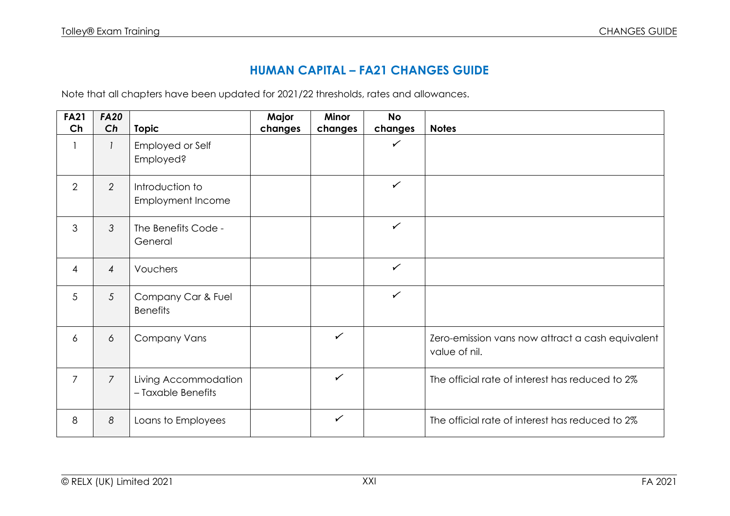# HUMAN CAPITAL – FA21 CHANGES GUIDE

Note that all chapters have been updated for 2021/22 thresholds, rates and allowances.

| FA21 Ch | *FA20 Ch* | Topic | Major changes | Minor changes | No changes | Notes |
|---|---|---|---|---|---|---|
| 1 | *1* | Employed or Self Employed? | | | ✓ | |
| 2 | *2* | Introduction to Employment Income | | | ✓ | |
| 3 | *3* | The Benefits Code - General | | | ✓ | |
| 4 | *4* | Vouchers | | | ✓ | |
| 5 | *5* | Company Car & Fuel Benefits | | | ✓ | |
| 6 | *6* | Company Vans | | ✓ | | Zero-emission vans now attract a cash equivalent value of nil. |
| 7 | *7* | Living Accommodation – Taxable Benefits | | ✓ | | The official rate of interest has reduced to 2% |
| 8 | *8* | Loans to Employees | | ✓ | | The official rate of interest has reduced to 2% |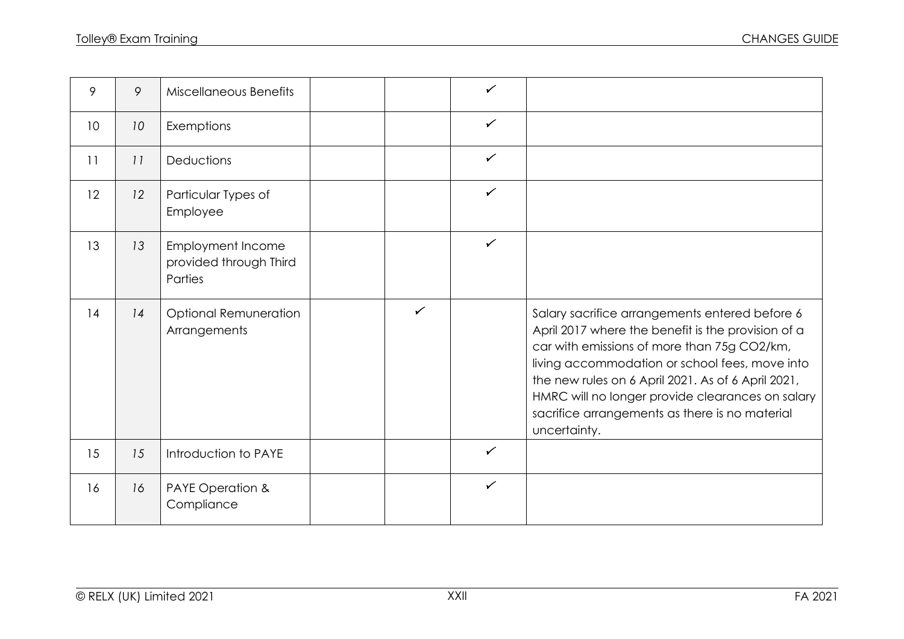| 9 | 9 | Miscellaneous Benefits | | | ✓ | |
|---|---|---|---|---|---|---|
| 10 | 10 | Exemptions | | | ✓ | |
| 11 | 11 | Deductions | | | ✓ | |
| 12 | 12 | Particular Types of Employee | | | ✓ | |
| 13 | 13 | Employment Income provided through Third Parties | | | ✓ | |
| 14 | 14 | Optional Remuneration Arrangements | | ✓ | | Salary sacrifice arrangements entered before 6 April 2017 where the benefit is the provision of a car with emissions of more than 75g CO2/km, living accommodation or school fees, move into the new rules on 6 April 2021. As of 6 April 2021, HMRC will no longer provide clearances on salary sacrifice arrangements as there is no material uncertainty. |
| 15 | 15 | Introduction to PAYE | | | ✓ | |
| 16 | 16 | PAYE Operation & Compliance | | | ✓ | |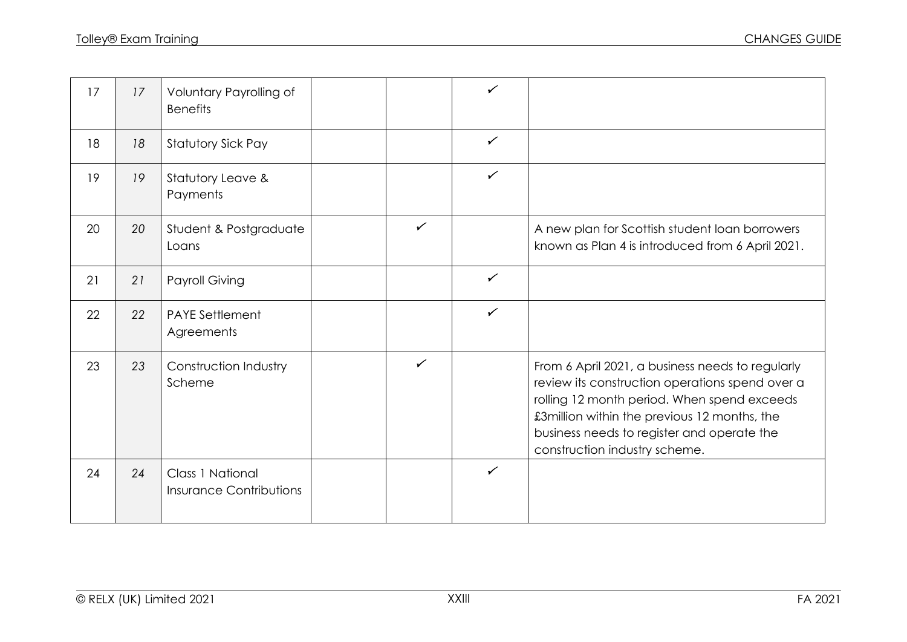| | | | | | | |
|---|---|---|---|---|---|---|
| 17 | *17* | Voluntary Payrolling of Benefits | | | ✓ | |
| 18 | *18* | Statutory Sick Pay | | | ✓ | |
| 19 | *19* | Statutory Leave & Payments | | | ✓ | |
| 20 | *20* | Student & Postgraduate Loans | | ✓ | | A new plan for Scottish student loan borrowers known as Plan 4 is introduced from 6 April 2021. |
| 21 | *21* | Payroll Giving | | | ✓ | |
| 22 | *22* | PAYE Settlement Agreements | | | ✓ | |
| 23 | *23* | Construction Industry Scheme | | ✓ | | From 6 April 2021, a business needs to regularly review its construction operations spend over a rolling 12 month period. When spend exceeds £3million within the previous 12 months, the business needs to register and operate the construction industry scheme. |
| 24 | *24* | Class 1 National Insurance Contributions | | | ✓ | |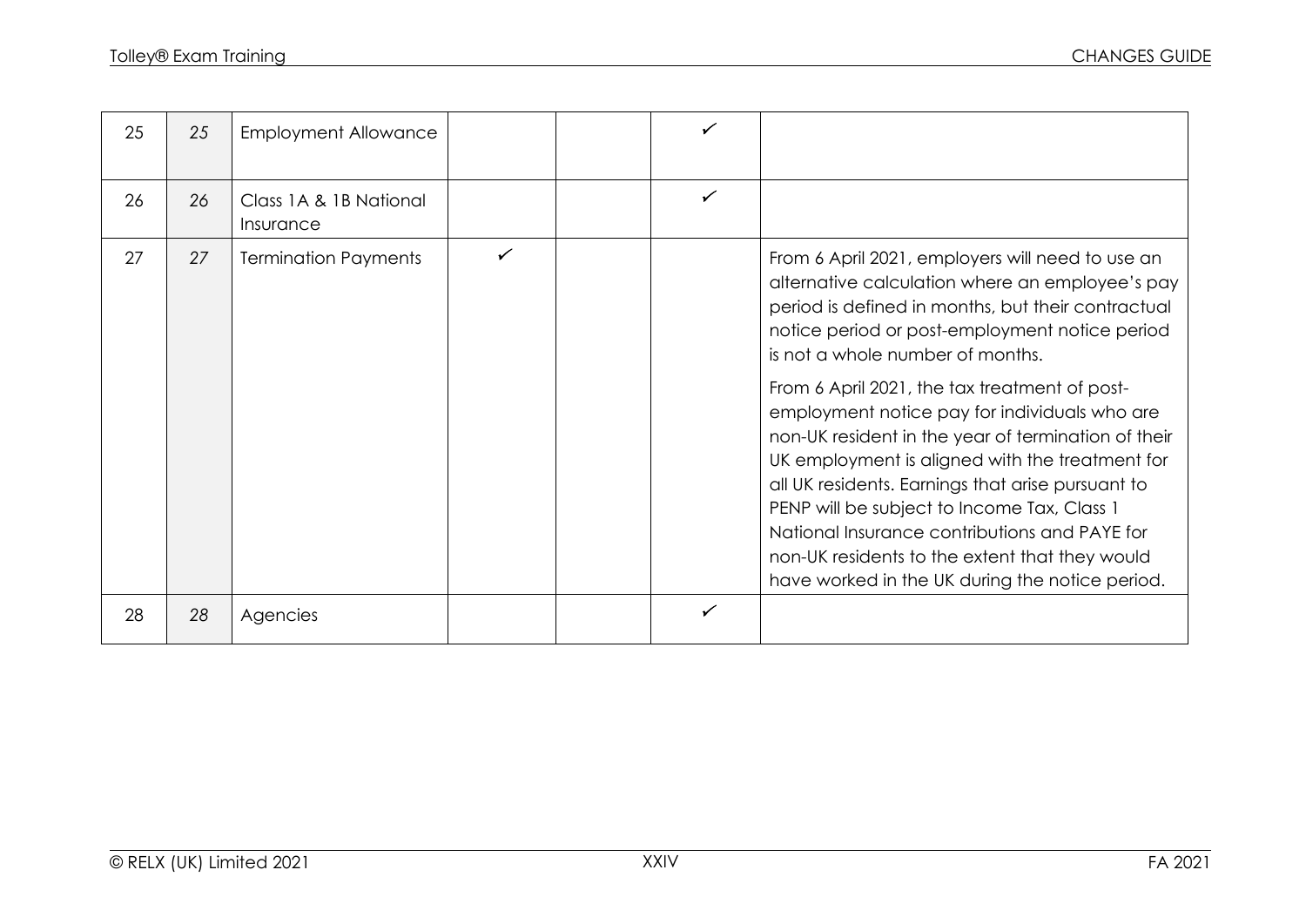| | | | | | | |
|---|---|---|---|---|---|---|
| 25 | 25 | Employment Allowance | | | ✓ | |
| 26 | 26 | Class 1A & 1B National Insurance | | | ✓ | |
| 27 | 27 | Termination Payments | ✓ | | | From 6 April 2021, employers will need to use an alternative calculation where an employee's pay period is defined in months, but their contractual notice period or post-employment notice period is not a whole number of months.<br><br>From 6 April 2021, the tax treatment of post-employment notice pay for individuals who are non-UK resident in the year of termination of their UK employment is aligned with the treatment for all UK residents. Earnings that arise pursuant to PENP will be subject to Income Tax, Class 1 National Insurance contributions and PAYE for non-UK residents to the extent that they would have worked in the UK during the notice period. |
| 28 | 28 | Agencies | | | ✓ | |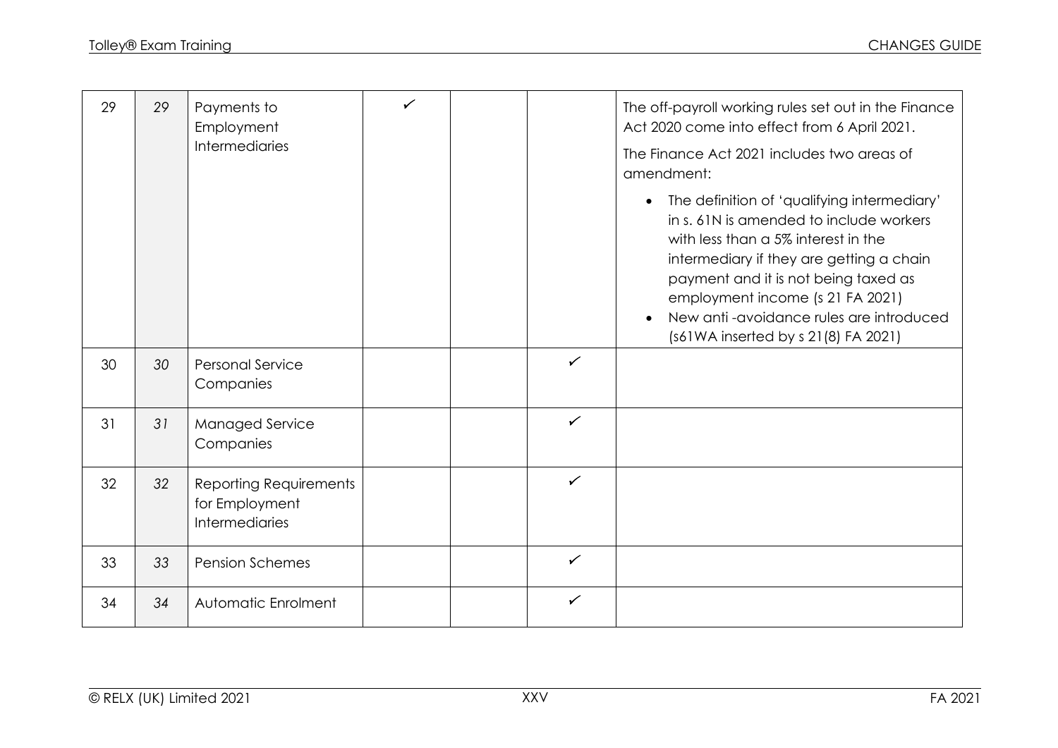| | | | | | | |
|---|---|---|---|---|---|---|
| 29 | 29 | Payments to Employment Intermediaries | ✓ | | | The off-payroll working rules set out in the Finance Act 2020 come into effect from 6 April 2021.<br><br>The Finance Act 2021 includes two areas of amendment:<br><br>• The definition of 'qualifying intermediary' in s. 61N is amended to include workers with less than a 5% interest in the intermediary if they are getting a chain payment and it is not being taxed as employment income (s 21 FA 2021)<br>• New anti -avoidance rules are introduced (s61WA inserted by s 21(8) FA 2021) |
| 30 | 30 | Personal Service Companies | | | ✓ | |
| 31 | 31 | Managed Service Companies | | | ✓ | |
| 32 | 32 | Reporting Requirements for Employment Intermediaries | | | ✓ | |
| 33 | 33 | Pension Schemes | | | ✓ | |
| 34 | 34 | Automatic Enrolment | | | ✓ | |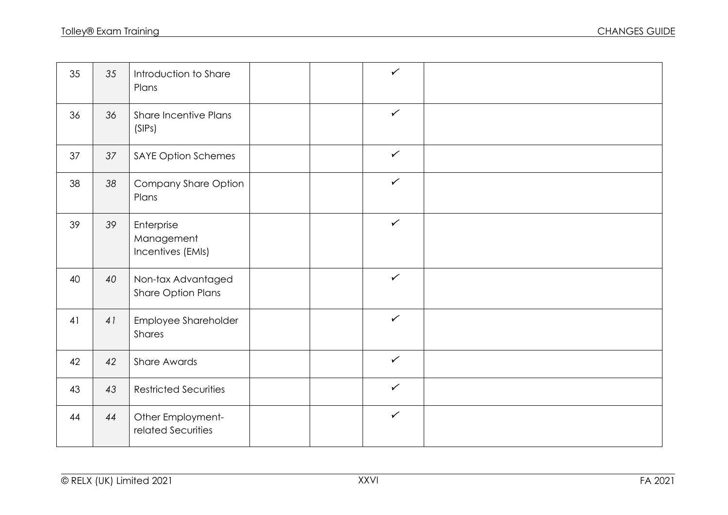| | | | | | | |
|---|---|---|---|---|---|---|
| 35 | *35* | Introduction to Share Plans | | | ✓ | |
| 36 | *36* | Share Incentive Plans (SIPs) | | | ✓ | |
| 37 | *37* | SAYE Option Schemes | | | ✓ | |
| 38 | *38* | Company Share Option Plans | | | ✓ | |
| 39 | *39* | Enterprise Management Incentives (EMIs) | | | ✓ | |
| 40 | *40* | Non-tax Advantaged Share Option Plans | | | ✓ | |
| 41 | *41* | Employee Shareholder Shares | | | ✓ | |
| 42 | *42* | Share Awards | | | ✓ | |
| 43 | *43* | Restricted Securities | | | ✓ | |
| 44 | *44* | Other Employment-related Securities | | | ✓ | |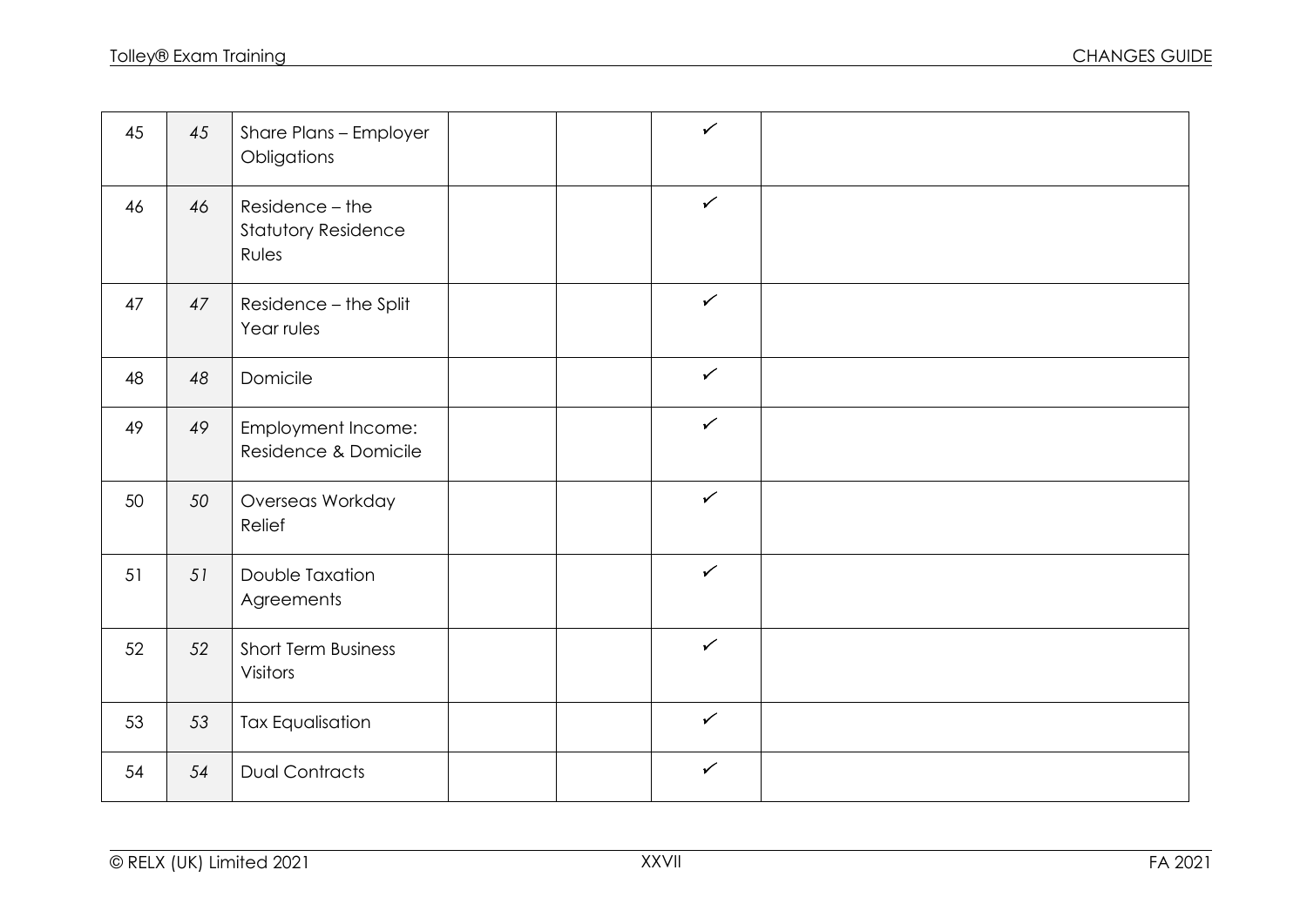| | | | | | | |
|---|---|---|---|---|---|---|
| 45 | *45* | Share Plans – Employer Obligations | | | ✓ | |
| 46 | *46* | Residence – the Statutory Residence Rules | | | ✓ | |
| 47 | *47* | Residence – the Split Year rules | | | ✓ | |
| 48 | *48* | Domicile | | | ✓ | |
| 49 | *49* | Employment Income: Residence & Domicile | | | ✓ | |
| 50 | *50* | Overseas Workday Relief | | | ✓ | |
| 51 | *51* | Double Taxation Agreements | | | ✓ | |
| 52 | *52* | Short Term Business Visitors | | | ✓ | |
| 53 | *53* | Tax Equalisation | | | ✓ | |
| 54 | *54* | Dual Contracts | | | ✓ | |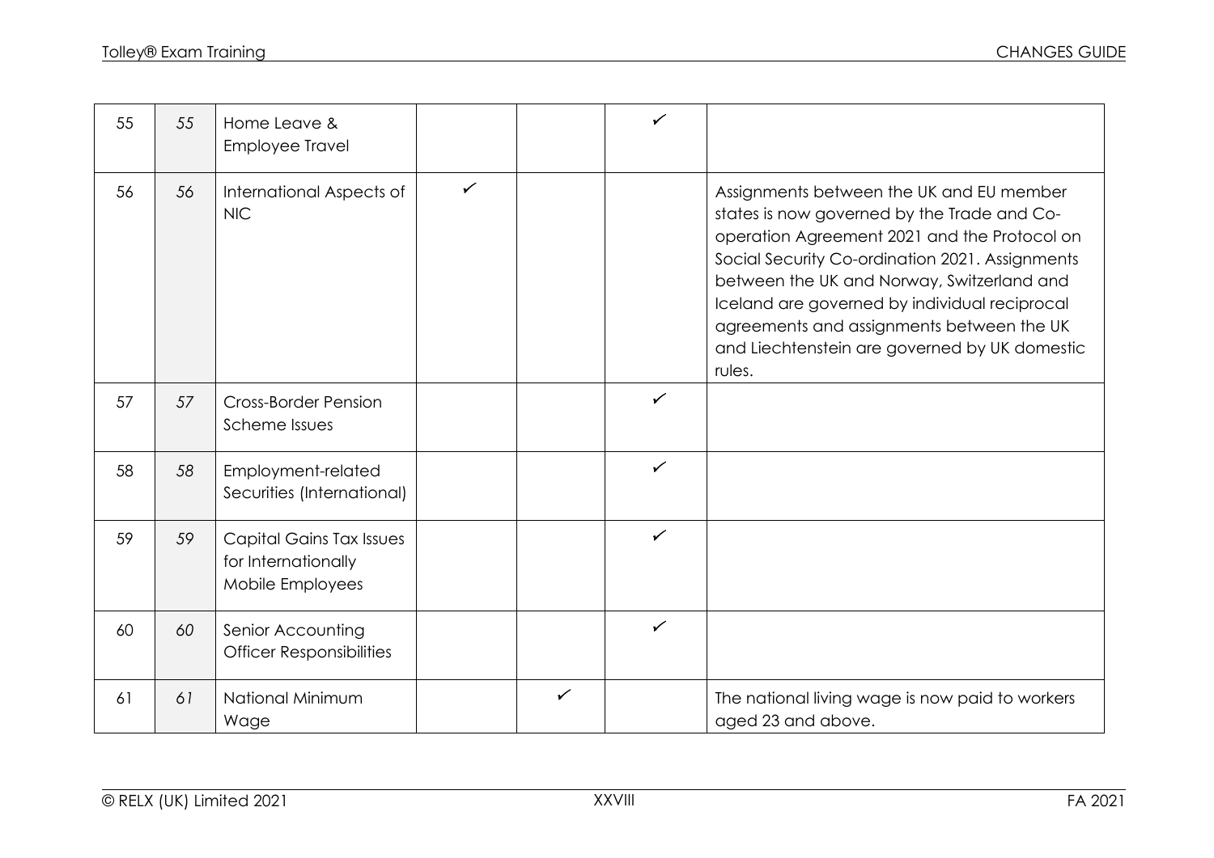| | | | | | | |
|---|---|---|---|---|---|---|
| 55 | 55 | Home Leave & Employee Travel | | | ✓ | |
| 56 | 56 | International Aspects of NIC | ✓ | | | Assignments between the UK and EU member states is now governed by the Trade and Co-operation Agreement 2021 and the Protocol on Social Security Co-ordination 2021. Assignments between the UK and Norway, Switzerland and Iceland are governed by individual reciprocal agreements and assignments between the UK and Liechtenstein are governed by UK domestic rules. |
| 57 | 57 | Cross-Border Pension Scheme Issues | | | ✓ | |
| 58 | 58 | Employment-related Securities (International) | | | ✓ | |
| 59 | 59 | Capital Gains Tax Issues for Internationally Mobile Employees | | | ✓ | |
| 60 | 60 | Senior Accounting Officer Responsibilities | | | ✓ | |
| 61 | 61 | National Minimum Wage | | ✓ | | The national living wage is now paid to workers aged 23 and above. |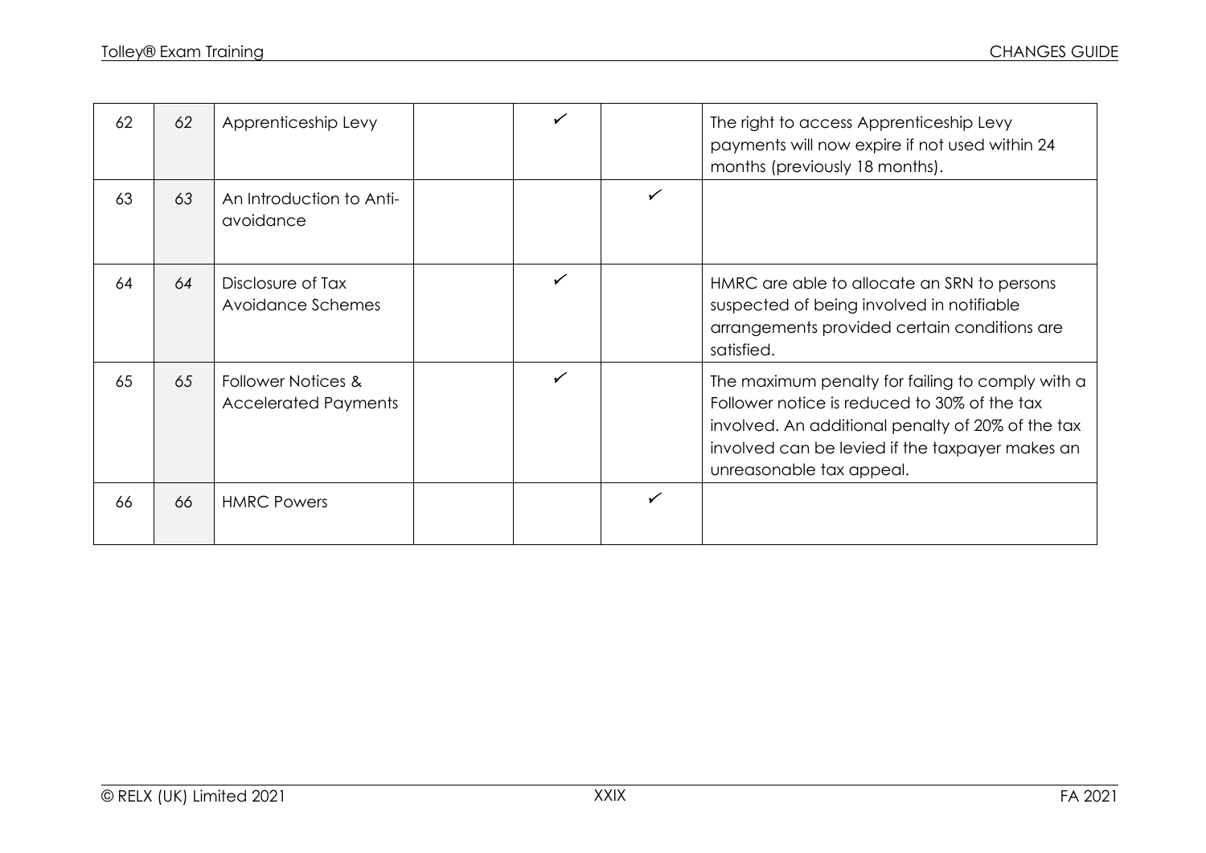| | | | | | | |
|---|---|---|---|---|---|---|
| 62 | 62 | Apprenticeship Levy | | ✓ | | The right to access Apprenticeship Levy payments will now expire if not used within 24 months (previously 18 months). |
| 63 | 63 | An Introduction to Anti-avoidance | | | ✓ | |
| 64 | 64 | Disclosure of Tax Avoidance Schemes | | ✓ | | HMRC are able to allocate an SRN to persons suspected of being involved in notifiable arrangements provided certain conditions are satisfied. |
| 65 | 65 | Follower Notices & Accelerated Payments | | ✓ | | The maximum penalty for failing to comply with a Follower notice is reduced to 30% of the tax involved. An additional penalty of 20% of the tax involved can be levied if the taxpayer makes an unreasonable tax appeal. |
| 66 | 66 | HMRC Powers | | | ✓ | |